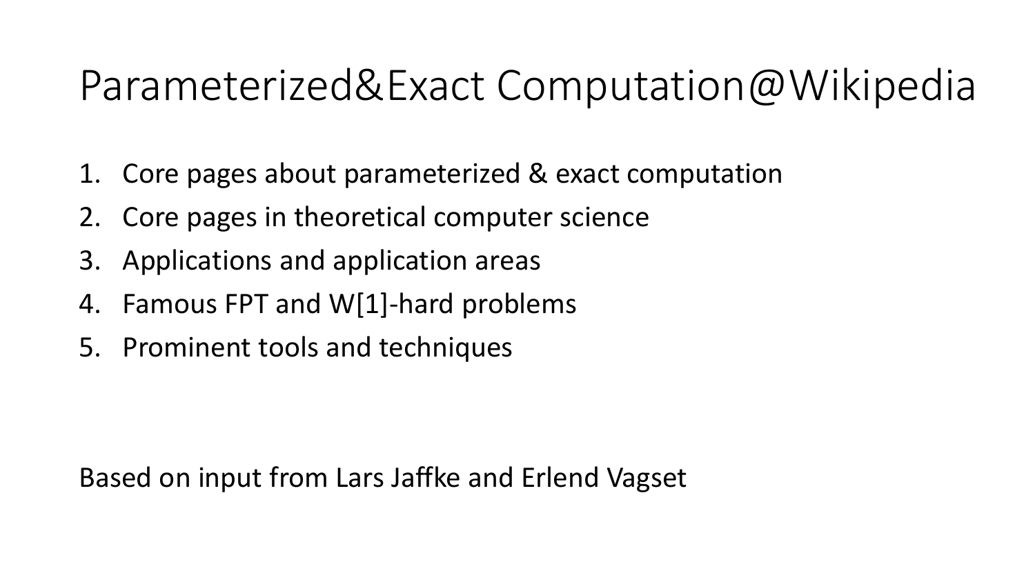# Parameterized&Exact Computation@Wikipedia

1. Core pages about parameterized & exact computation
2. Core pages in theoretical computer science
3. Applications and application areas
4. Famous FPT and W[1]-hard problems
5. Prominent tools and techniques

Based on input from Lars Jaffke and Erlend Vagset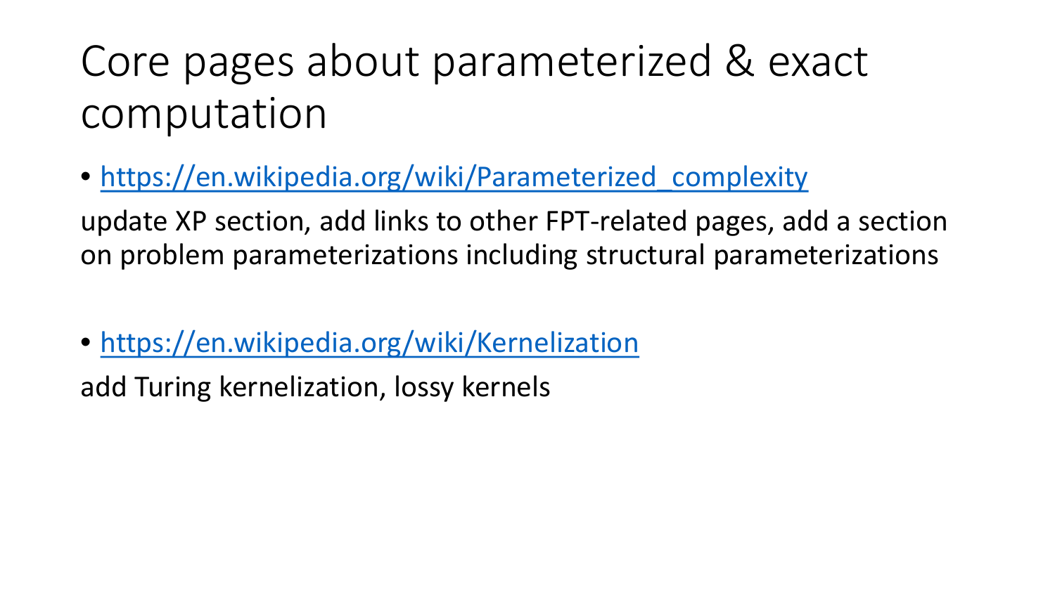# Core pages about parameterized & exact computation

- https://en.wikipedia.org/wiki/Parameterized_complexity

update XP section, add links to other FPT-related pages, add a section on problem parameterizations including structural parameterizations

- https://en.wikipedia.org/wiki/Kernelization

add Turing kernelization, lossy kernels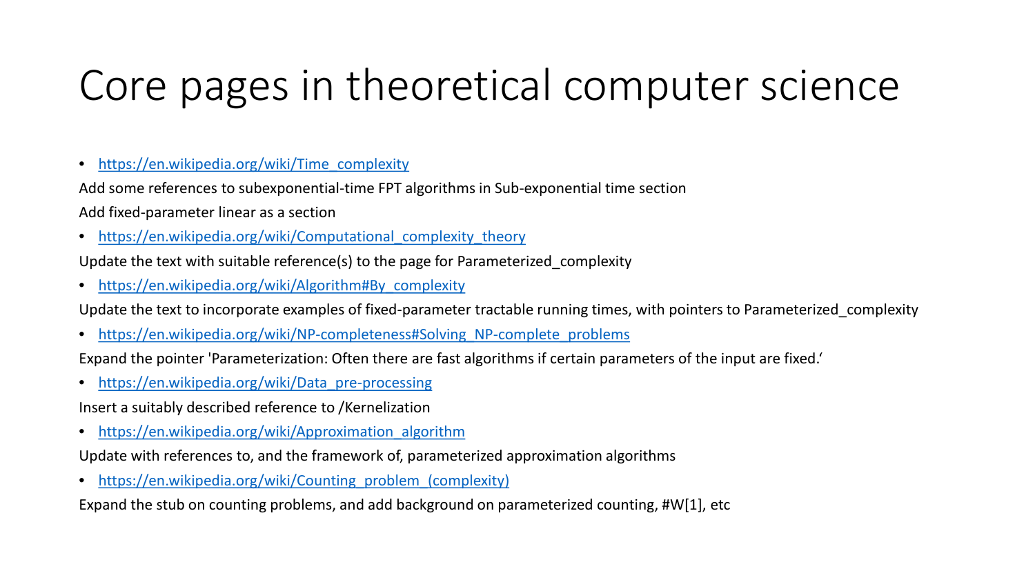# Core pages in theoretical computer science

- https://en.wikipedia.org/wiki/Time_complexity

Add some references to subexponential-time FPT algorithms in Sub-exponential time section

Add fixed-parameter linear as a section

- https://en.wikipedia.org/wiki/Computational_complexity_theory

Update the text with suitable reference(s) to the page for Parameterized_complexity

- https://en.wikipedia.org/wiki/Algorithm#By_complexity

Update the text to incorporate examples of fixed-parameter tractable running times, with pointers to Parameterized_complexity

- https://en.wikipedia.org/wiki/NP-completeness#Solving_NP-complete_problems

Expand the pointer 'Parameterization: Often there are fast algorithms if certain parameters of the input are fixed.'

- https://en.wikipedia.org/wiki/Data_pre-processing

Insert a suitably described reference to /Kernelization

- https://en.wikipedia.org/wiki/Approximation_algorithm

Update with references to, and the framework of, parameterized approximation algorithms

- https://en.wikipedia.org/wiki/Counting_problem_(complexity)

Expand the stub on counting problems, and add background on parameterized counting, #W[1], etc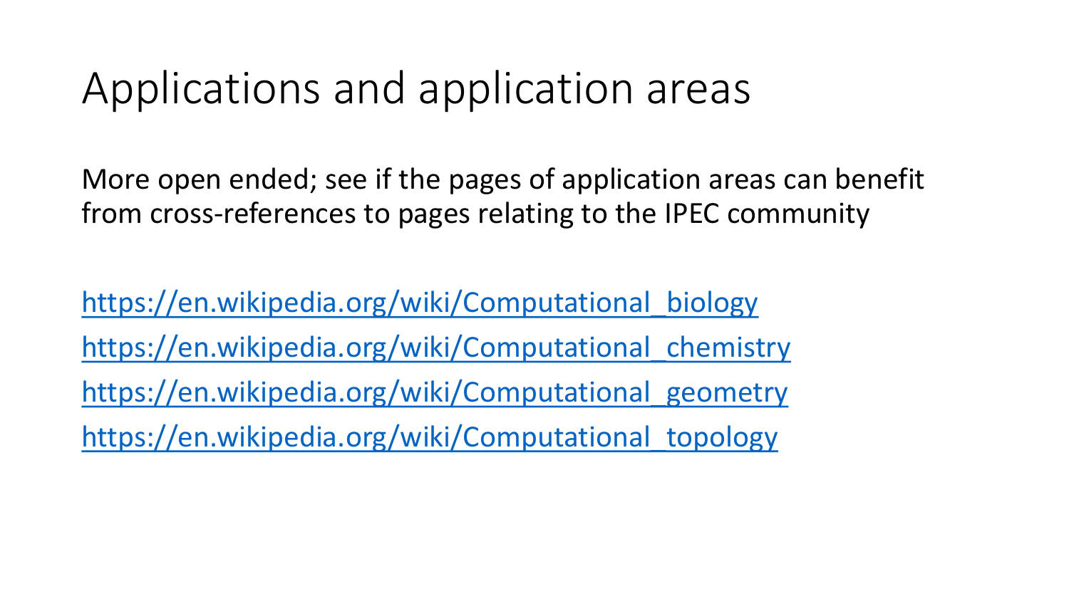# Applications and application areas

More open ended; see if the pages of application areas can benefit from cross-references to pages relating to the IPEC community

https://en.wikipedia.org/wiki/Computational_biology

https://en.wikipedia.org/wiki/Computational_chemistry

https://en.wikipedia.org/wiki/Computational_geometry

https://en.wikipedia.org/wiki/Computational_topology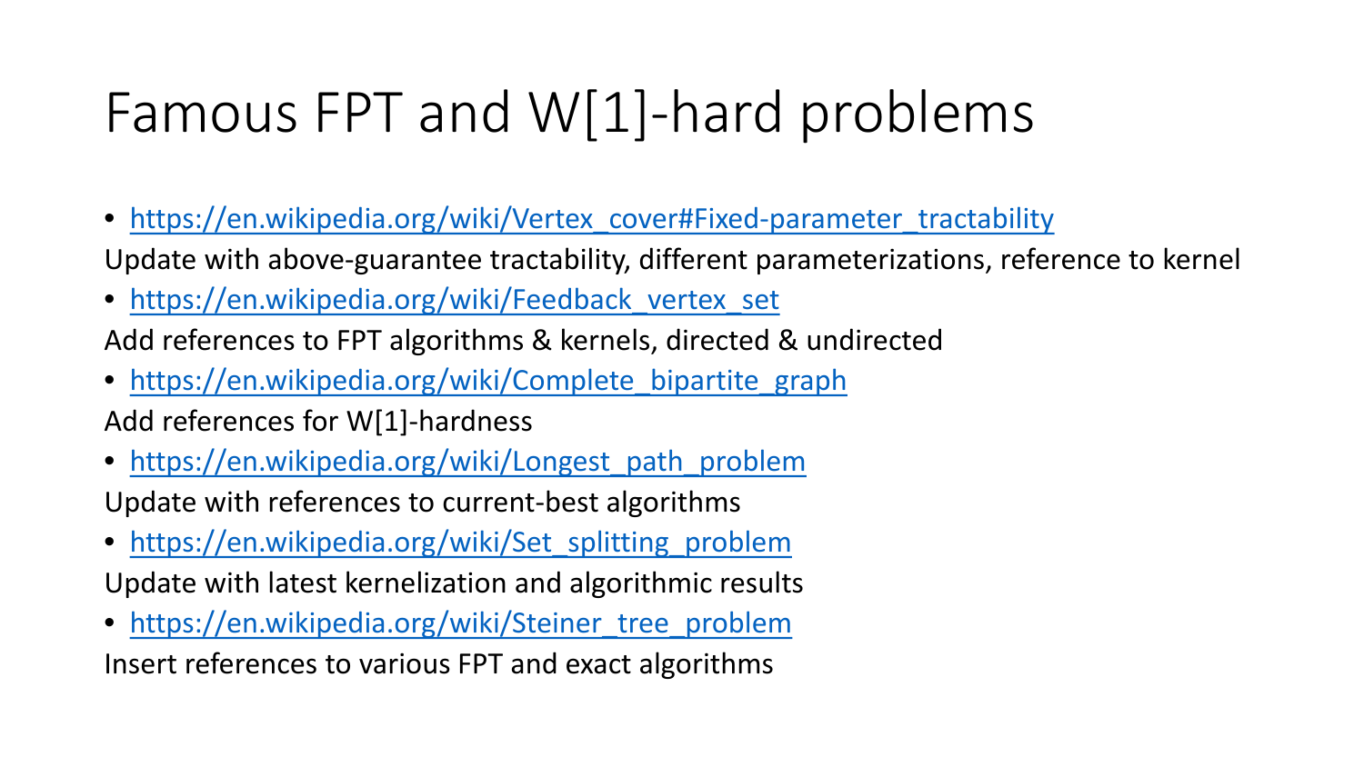# Famous FPT and W[1]-hard problems

- https://en.wikipedia.org/wiki/Vertex_cover#Fixed-parameter_tractability

Update with above-guarantee tractability, different parameterizations, reference to kernel

- https://en.wikipedia.org/wiki/Feedback_vertex_set

Add references to FPT algorithms & kernels, directed & undirected

- https://en.wikipedia.org/wiki/Complete_bipartite_graph

Add references for W[1]-hardness

- https://en.wikipedia.org/wiki/Longest_path_problem

Update with references to current-best algorithms

- https://en.wikipedia.org/wiki/Set_splitting_problem

Update with latest kernelization and algorithmic results

- https://en.wikipedia.org/wiki/Steiner_tree_problem

Insert references to various FPT and exact algorithms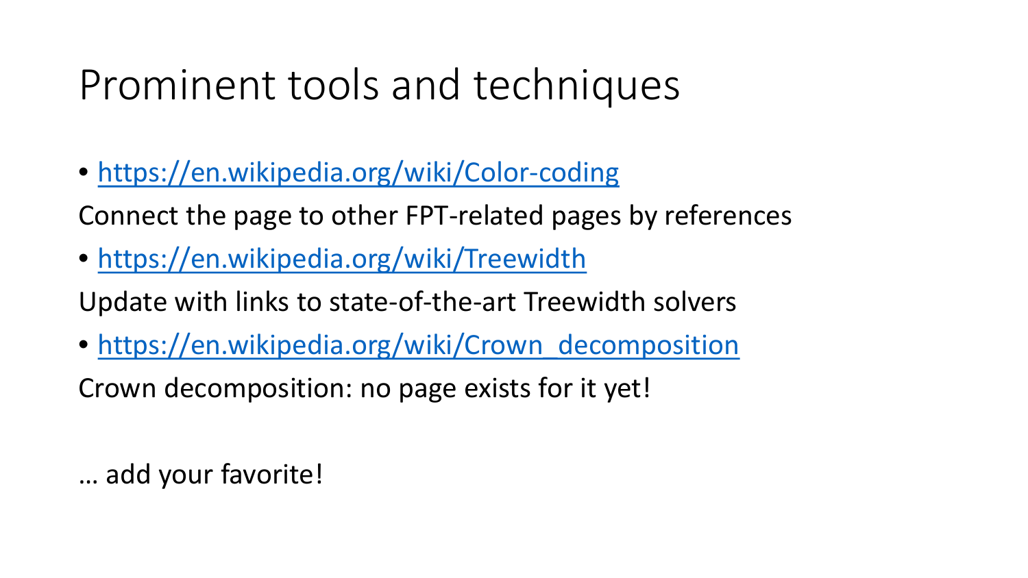# Prominent tools and techniques

- https://en.wikipedia.org/wiki/Color-coding

Connect the page to other FPT-related pages by references

- https://en.wikipedia.org/wiki/Treewidth

Update with links to state-of-the-art Treewidth solvers

- https://en.wikipedia.org/wiki/Crown_decomposition

Crown decomposition: no page exists for it yet!

… add your favorite!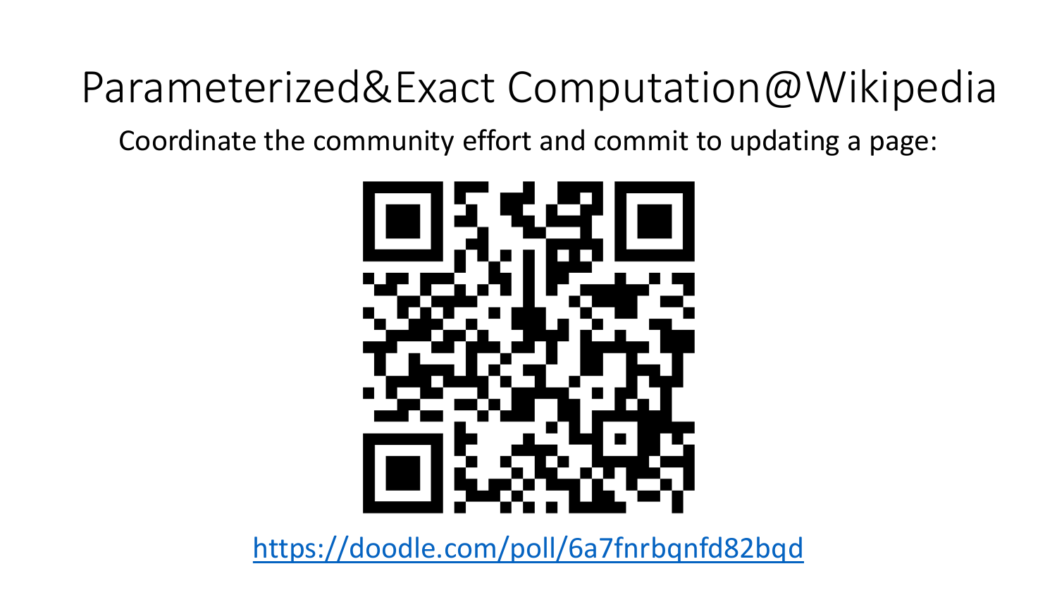# Parameterized&Exact Computation@Wikipedia

Coordinate the community effort and commit to updating a page:

https://doodle.com/poll/6a7fnrbqnfd82bqd